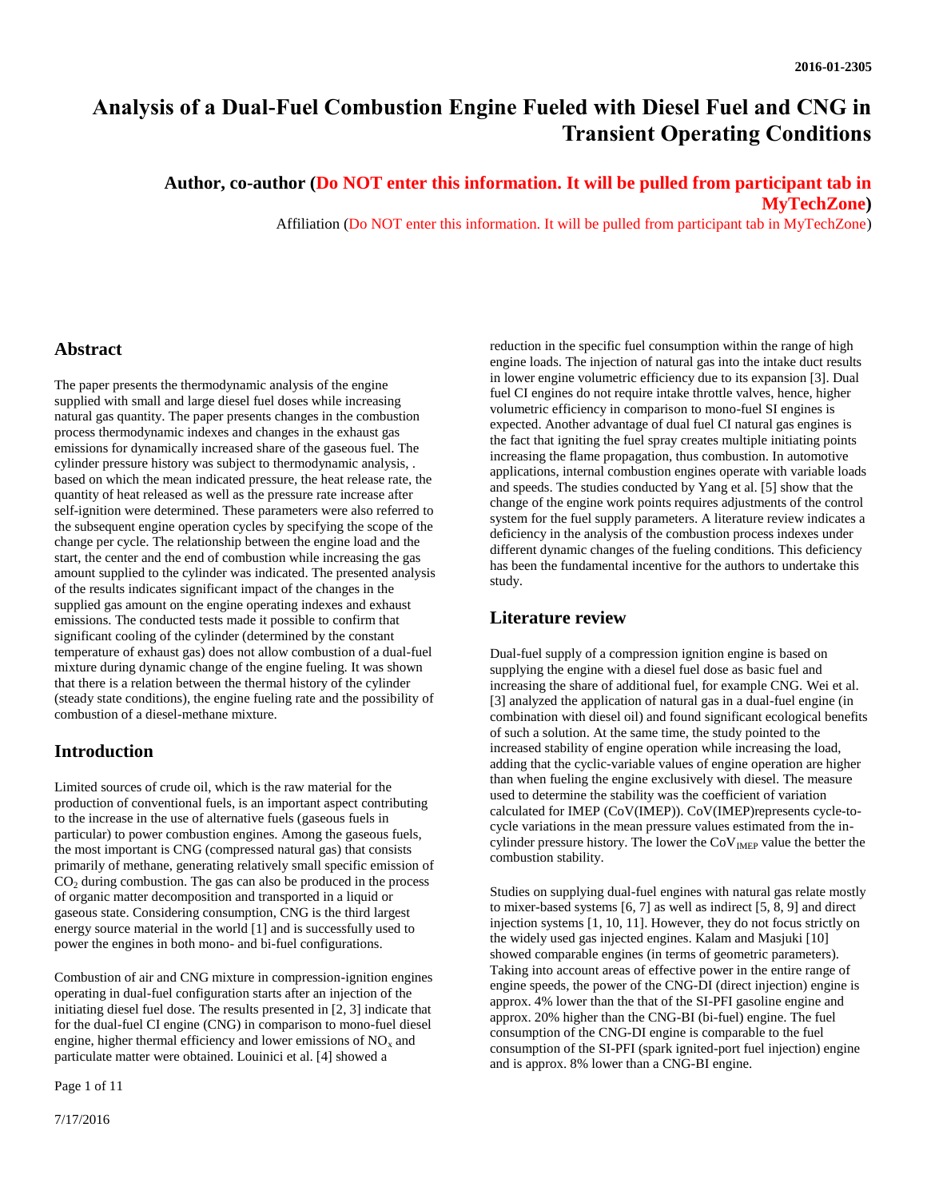2016-01-2305

# Analysis of a Dual-Fuel Combustion Engine Fueled with Diesel Fuel and CNG in Transient Operating Conditions

**Author, co-author (Do NOT enter this information. It will be pulled from participant tab in MyTechZone)**

Affiliation (Do NOT enter this information. It will be pulled from participant tab in MyTechZone)

## Abstract

The paper presents the thermodynamic analysis of the engine supplied with small and large diesel fuel doses while increasing natural gas quantity. The paper presents changes in the combustion process thermodynamic indexes and changes in the exhaust gas emissions for dynamically increased share of the gaseous fuel. The cylinder pressure history was subject to thermodynamic analysis, . based on which the mean indicated pressure, the heat release rate, the quantity of heat released as well as the pressure rate increase after self-ignition were determined. These parameters were also referred to the subsequent engine operation cycles by specifying the scope of the change per cycle. The relationship between the engine load and the start, the center and the end of combustion while increasing the gas amount supplied to the cylinder was indicated. The presented analysis of the results indicates significant impact of the changes in the supplied gas amount on the engine operating indexes and exhaust emissions. The conducted tests made it possible to confirm that significant cooling of the cylinder (determined by the constant temperature of exhaust gas) does not allow combustion of a dual-fuel mixture during dynamic change of the engine fueling. It was shown that there is a relation between the thermal history of the cylinder (steady state conditions), the engine fueling rate and the possibility of combustion of a diesel-methane mixture.

## Introduction

Limited sources of crude oil, which is the raw material for the production of conventional fuels, is an important aspect contributing to the increase in the use of alternative fuels (gaseous fuels in particular) to power combustion engines. Among the gaseous fuels, the most important is CNG (compressed natural gas) that consists primarily of methane, generating relatively small specific emission of $CO_2$ during combustion. The gas can also be produced in the process of organic matter decomposition and transported in a liquid or gaseous state. Considering consumption, CNG is the third largest energy source material in the world [1] and is successfully used to power the engines in both mono- and bi-fuel configurations.

Combustion of air and CNG mixture in compression-ignition engines operating in dual-fuel configuration starts after an injection of the initiating diesel fuel dose. The results presented in [2, 3] indicate that for the dual-fuel CI engine (CNG) in comparison to mono-fuel diesel engine, higher thermal efficiency and lower emissions of $NO_x$ and particulate matter were obtained. Louinici et al. [4] showed a reduction in the specific fuel consumption within the range of high engine loads. The injection of natural gas into the intake duct results in lower engine volumetric efficiency due to its expansion [3]. Dual fuel CI engines do not require intake throttle valves, hence, higher volumetric efficiency in comparison to mono-fuel SI engines is expected. Another advantage of dual fuel CI natural gas engines is the fact that igniting the fuel spray creates multiple initiating points increasing the flame propagation, thus combustion. In automotive applications, internal combustion engines operate with variable loads and speeds. The studies conducted by Yang et al. [5] show that the change of the engine work points requires adjustments of the control system for the fuel supply parameters. A literature review indicates a deficiency in the analysis of the combustion process indexes under different dynamic changes of the fueling conditions. This deficiency has been the fundamental incentive for the authors to undertake this study.

## Literature review

Dual-fuel supply of a compression ignition engine is based on supplying the engine with a diesel fuel dose as basic fuel and increasing the share of additional fuel, for example CNG. Wei et al. [3] analyzed the application of natural gas in a dual-fuel engine (in combination with diesel oil) and found significant ecological benefits of such a solution. At the same time, the study pointed to the increased stability of engine operation while increasing the load, adding that the cyclic-variable values of engine operation are higher than when fueling the engine exclusively with diesel. The measure used to determine the stability was the coefficient of variation calculated for IMEP (CoV(IMEP)). CoV(IMEP)represents cycle-to-cycle variations in the mean pressure values estimated from the in-cylinder pressure history. The lower the $CoV_{IMEP}$ value the better the combustion stability.

Studies on supplying dual-fuel engines with natural gas relate mostly to mixer-based systems [6, 7] as well as indirect [5, 8, 9] and direct injection systems [1, 10, 11]. However, they do not focus strictly on the widely used gas injected engines. Kalam and Masjuki [10] showed comparable engines (in terms of geometric parameters). Taking into account areas of effective power in the entire range of engine speeds, the power of the CNG-DI (direct injection) engine is approx. 4% lower than the that of the SI-PFI gasoline engine and approx. 20% higher than the CNG-BI (bi-fuel) engine. The fuel consumption of the CNG-DI engine is comparable to the fuel consumption of the SI-PFI (spark ignited-port fuel injection) engine and is approx. 8% lower than a CNG-BI engine.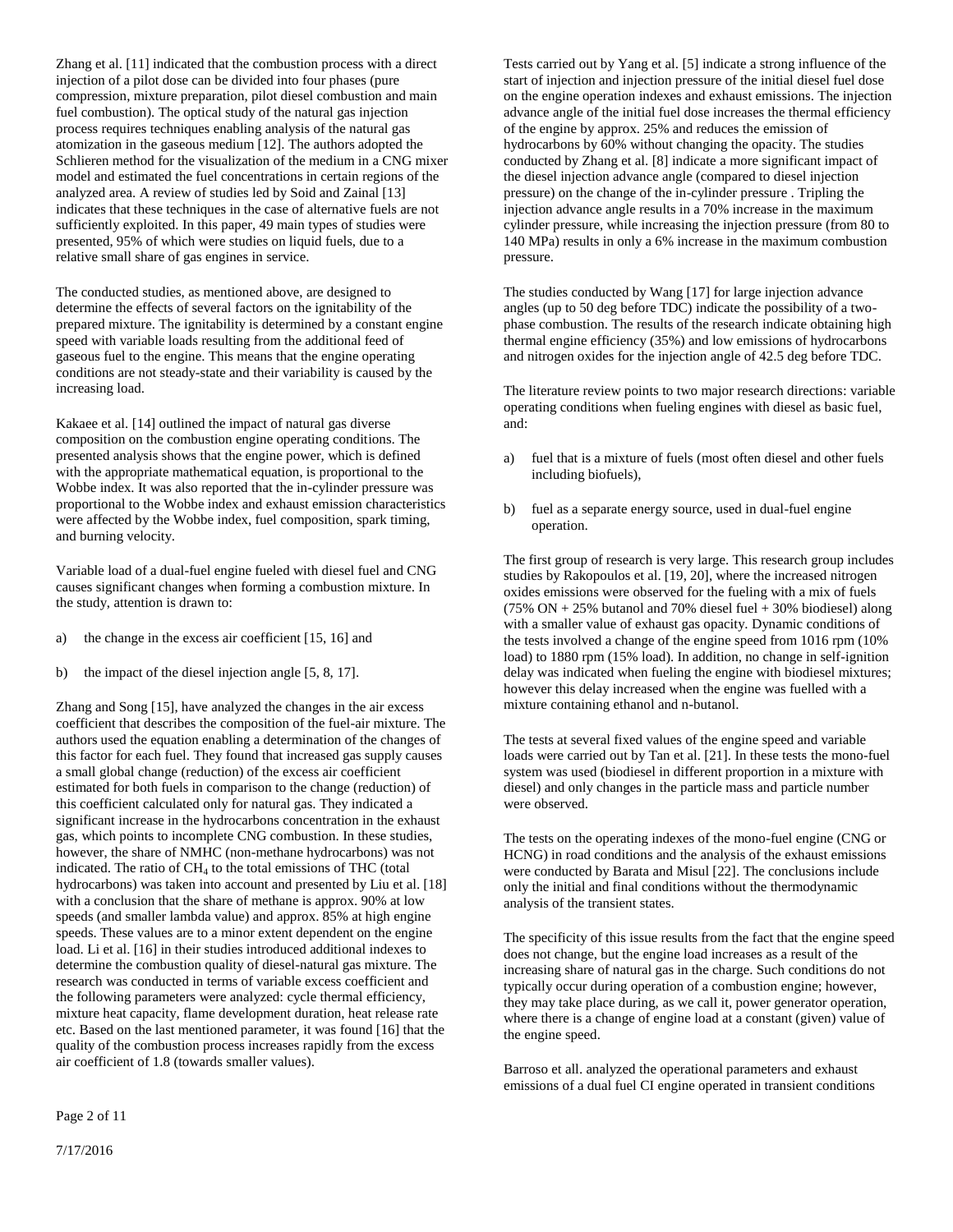Zhang et al. [11] indicated that the combustion process with a direct injection of a pilot dose can be divided into four phases (pure compression, mixture preparation, pilot diesel combustion and main fuel combustion). The optical study of the natural gas injection process requires techniques enabling analysis of the natural gas atomization in the gaseous medium [12]. The authors adopted the Schlieren method for the visualization of the medium in a CNG mixer model and estimated the fuel concentrations in certain regions of the analyzed area. A review of studies led by Soid and Zainal [13] indicates that these techniques in the case of alternative fuels are not sufficiently exploited. In this paper, 49 main types of studies were presented, 95% of which were studies on liquid fuels, due to a relative small share of gas engines in service.

The conducted studies, as mentioned above, are designed to determine the effects of several factors on the ignitability of the prepared mixture. The ignitability is determined by a constant engine speed with variable loads resulting from the additional feed of gaseous fuel to the engine. This means that the engine operating conditions are not steady-state and their variability is caused by the increasing load.

Kakaee et al. [14] outlined the impact of natural gas diverse composition on the combustion engine operating conditions. The presented analysis shows that the engine power, which is defined with the appropriate mathematical equation, is proportional to the Wobbe index. It was also reported that the in-cylinder pressure was proportional to the Wobbe and exhaust emission characteristics were affected by the Wobbe index, fuel composition, spark timing, and burning velocity.

Variable load of a dual-fuel engine fueled with diesel fuel and CNG causes significant changes when forming a combustion mixture. In the study, attention is drawn to:

a) the change in the excess air coefficient [15, 16] and

b) the impact of the diesel injection angle [5, 8, 17].

Zhang and Song [15], have analyzed the changes in the air excess coefficient that describes the composition of the fuel-air mixture. The authors used the equation enabling a determination of the changes of this factor for each fuel. They found that increased gas supply causes a small global change (reduction) of the excess air coefficient estimated for both fuels in comparison to the change (reduction) of this coefficient calculated only for natural gas. They indicated a significant increase in the hydrocarbons concentration in the exhaust gas, which points to incomplete CNG combustion. In these studies, however, the share of NMHC (non-methane hydrocarbons) was not indicated. The ratio of $CH_4$ to the total emissions of THC (total hydrocarbons) was taken into account and presented by Liu et al. [18] with a conclusion that the share of methane is approx. 90% at low speeds (and smaller lambda value) and approx. 85% at high engine speeds. These values are to a minor extent dependent on the engine load. Li et al. [16] in their studies introduced additional indexes to determine the combustion quality of diesel-natural gas mixture. The research was conducted in terms of variable excess coefficient and the following parameters were analyzed: cycle thermal efficiency, mixture heat capacity, flame development duration, heat release rate etc. Based on the last mentioned parameter, it was found [16] that the quality of the combustion process increases rapidly from the excess air coefficient of 1.8 (towards smaller values).

Tests carried out by Yang et al. [5] indicate a strong influence of the start of injection and injection pressure of the initial diesel fuel dose on the engine operation indexes and exhaust emissions. The injection advance angle of the initial fuel dose increases the thermal efficiency of the engine by approx. 25% and reduces the emission of hydrocarbons by 60% without changing the opacity. The studies conducted by Zhang et al. [8] indicate a more significant impact of the diesel injection advance angle (compared to diesel injection pressure) on the change of the in-cylinder pressure . Tripling the injection advance angle results in a 70% increase in the maximum cylinder pressure, while increasing the injection pressure (from 80 to 140 MPa) results in only a 6% increase in the maximum combustion pressure.

The studies conducted by Wang [17] for large injection advance angles (up to 50 deg before TDC) indicate the possibility of a two-phase combustion. The results of the research indicate obtaining high thermal engine efficiency (35%) and low emissions of hydrocarbons and nitrogen oxides for the injection angle of 42.5 deg before TDC.

The literature review points to two major research directions: variable operating conditions when fueling engines with diesel as basic fuel, and:

a) fuel that is a mixture of fuels (most often diesel and other fuels including biofuels),

b) fuel as a separate energy source, used in dual-fuel engine operation.

The first group of research is very large. This research group includes studies by Rakopoulos et al. [19, 20], where the increased nitrogen oxides emissions were observed for the fueling with a mix of fuels (75% ON + 25% butanol and 70% diesel fuel + 30% biodiesel) along with a smaller value of exhaust gas opacity. Dynamic conditions of the tests involved a change of the engine speed from 1016 rpm (10% load) to 1880 rpm (15% load). In addition, no change in self-ignition delay was indicated when fueling the engine with biodiesel mixtures; however this delay increased when the engine was fuelled with a mixture containing ethanol and n-butanol.

The tests at several fixed values of the engine speed and variable loads were carried out by Tan et al. [21]. In these tests the mono-fuel system was used (biodiesel in different proportion in a mixture with diesel) and only changes in the particle mass and particle number were observed.

The tests on the operating indexes of the mono-fuel engine (CNG or HCNG) in road conditions and the analysis of the exhaust emissions were conducted by Barata and Misul [22]. The conclusions include only the initial and final conditions without the thermodynamic analysis of the transient states.

The specificity of this issue results from the fact that the engine speed does not change, but the engine load increases as a result of the increasing share of natural gas in the charge. Such conditions do not typically occur during operation of a combustion engine; however, they may take place during, as we call it, power generator operation, where there is a change of engine load at a constant (given) value of the engine speed.

Barroso et all. analyzed the operational parameters and exhaust emissions of a dual fuel CI engine operated in transient conditions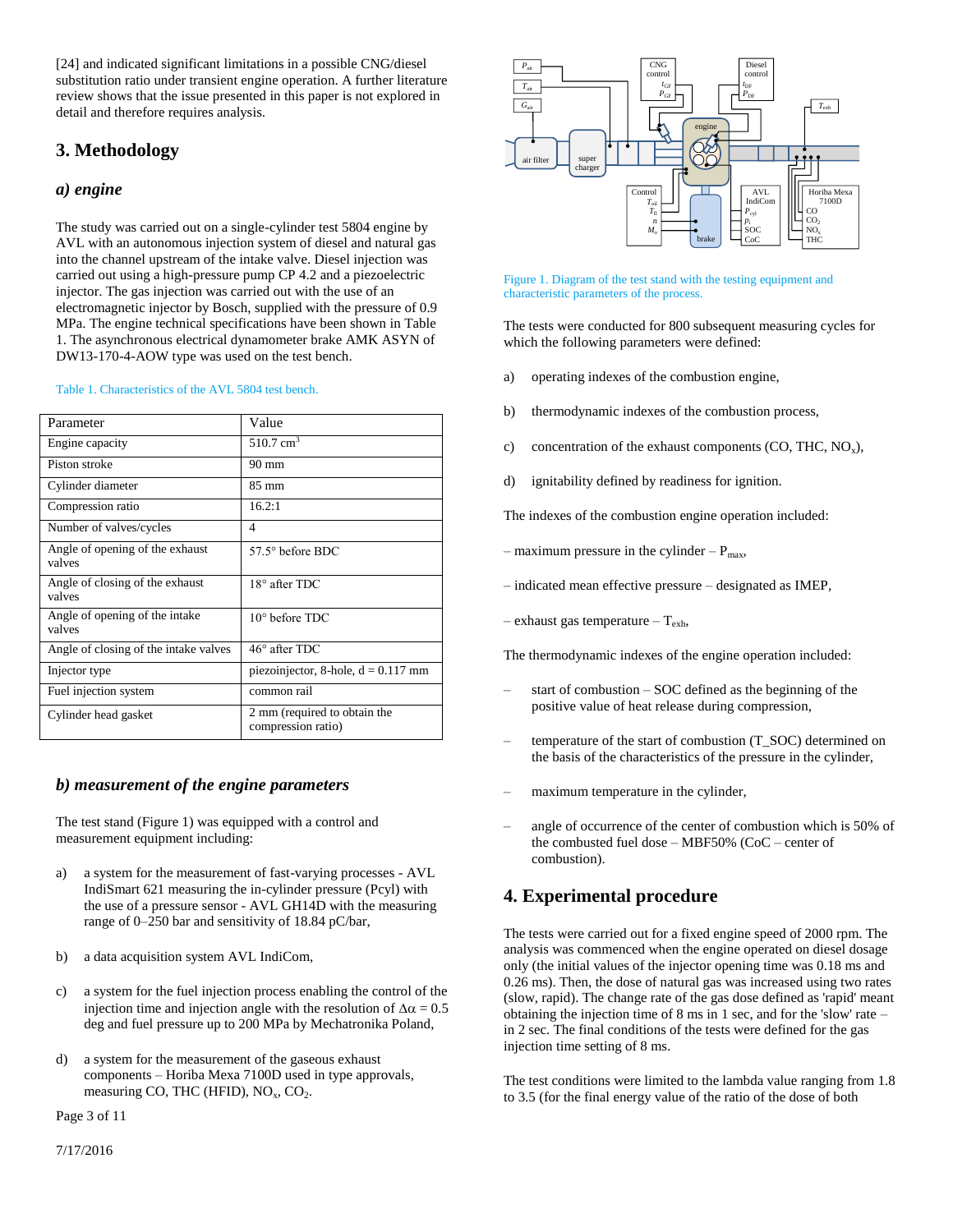[24] and indicated significant limitations in a possible CNG/diesel substitution ratio under transient engine operation. A further literature review shows that the issue presented in this paper is not explored in detail and therefore requires analysis.

## 3. Methodology

### *a) engine*

The study was carried out on a single-cylinder test 5804 engine by AVL with an autonomous injection system of diesel and natural gas into the channel upstream of the intake valve. Diesel injection was carried out using a high-pressure pump CP 4.2 and a piezoelectric injector. The gas injection was carried out with the use of an electromagnetic injector by Bosch, supplied with the pressure of 0.9 MPa. The engine technical specifications have been shown in Table 1. The asynchronous electrical dynamometer brake AMK ASYN of DW13-170-4-AOW type was used on the test bench.

Table 1. Characteristics of the AVL 5804 test bench.

| Parameter | Value |
|---|---|
| Engine capacity | 510.7 $cm^3$ |
| Piston stroke | 90 mm |
| Cylinder diameter | 85 mm |
| Compression ratio | 16.2:1 |
| Number of valves/cycles | 4 |
| Angle of opening of the exhaust valves | 57.5° before BDC |
| Angle of closing of the exhaust valves | 18° after TDC |
| Angle of opening of the intake valves | 10° before TDC |
| Angle of closing of the intake valves | 46° after TDC |
| Injector type | piezoinjector, 8-hole, d = 0.117 mm |
| Fuel injection system | common rail |
| Cylinder head gasket | 2 mm (required to obtain the compression ratio) |

### *b) measurement of the engine parameters*

The test stand (Figure 1) was equipped with a control and measurement equipment including:

a) a system for the measurement of fast-varying processes - AVL IndiSmart 621 measuring the in-cylinder pressure (Pcyl) with the use of a pressure sensor - AVL GH14D with the measuring range of 0–250 bar and sensitivity of 18.84 pC/bar,

b) a data acquisition system AVL IndiCom,

c) a system for the fuel injection process enabling the control of the injection time and injection angle with the resolution of $\Delta\alpha = 0.5$ deg and fuel pressure up to 200 MPa by Mechatronika Poland,

d) a system for the measurement of the gaseous exhaust components – Horiba Mexa 7100D used in type approvals, measuring CO, THC (HFID), $NO_x$, $CO_2$.

Figure 1. Diagram of the test stand with the testing equipment and characteristic parameters of the process.

The tests were conducted for 800 subsequent measuring cycles for which the following parameters were defined:

a) operating indexes of the combustion engine,

b) thermodynamic indexes of the combustion process,

c) concentration of the exhaust components (CO, THC, $NO_x$),

d) ignitability defined by readiness for ignition.

The indexes of the combustion engine operation included:

– maximum pressure in the cylinder – $P_{max}$,

– indicated mean effective pressure – designated as IMEP,

– exhaust gas temperature – $T_{exh}$,

The thermodynamic indexes of the engine operation included:

– start of combustion – SOC defined as the beginning of the positive value of heat release during compression,

– temperature of the start of combustion (T_SOC) determined on the basis of the characteristics of the pressure in the cylinder,

– maximum temperature in the cylinder,

– angle of occurrence of the center of combustion which is 50% of the combusted fuel dose – MBF50% (CoC – center of combustion).

## 4. Experimental procedure

The tests were carried out for a fixed engine speed of 2000 rpm. The analysis was commenced when the engine operated on diesel dosage only (the initial values of the injector opening time was 0.18 ms and 0.26 ms). Then, the dose of natural gas was increased using two rates (slow, rapid). The change rate of the gas dose defined as 'rapid' meant obtaining the injection time of 8 ms in 1 sec, and for the 'slow' rate – in 2 sec. The final conditions of the tests were defined for the gas injection time setting of 8 ms.

The test conditions were limited to the lambda value ranging from 1.8 to 3.5 (for the final energy value of the ratio of the dose of both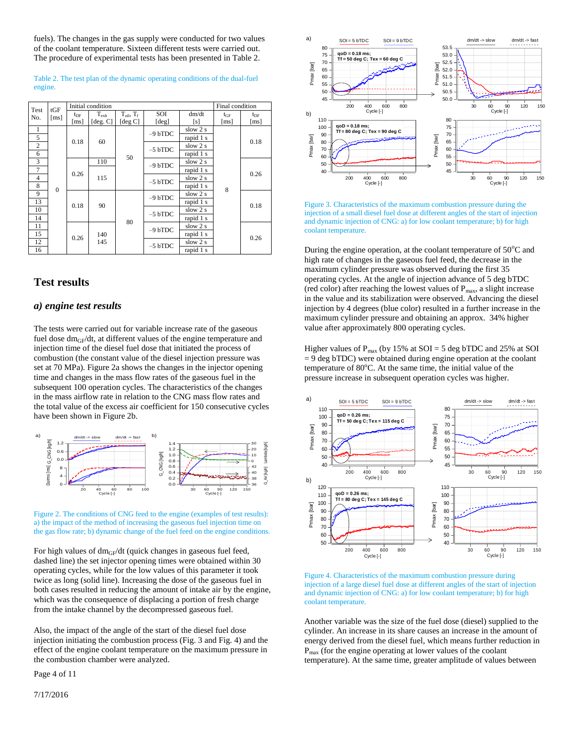fuels). The changes in the gas supply were conducted for two values of the coolant temperature. Sixteen different tests were carried out. The procedure of experimental tests has been presented in Table 2.

Table 2. The test plan of the dynamic operating conditions of the dual-fuel engine.

| Test No. | tGF [ms] | Initial condition | | | | | Final condition | |
|---|---|---|---|---|---|---|---|---|
| | | $t_{DF}$ [ms] | $T_{exh}$ [deg. C] | $T_{oil}$, $T_f$ [deg C] | SOI [deg] | dm/dt [s] | $t_{GF}$ [ms] | $t_{DF}$ [ms] |
| 1 | 0 | 0.18 | 60 | 50 | –9 bTDC | slow 2 s | 8 | 0.18 |
| 5 | | | | | | rapid 1 s | | |
| 2 | | | | | –5 bTDC | slow 2 s | | |
| 6 | | | | | | rapid 1 s | | |
| 3 | | 0.26 | 110 | | –9 bTDC | slow 2 s | | 0.26 |
| 7 | | | 115 | | | rapid 1 s | | |
| 4 | | | | | –5 bTDC | slow 2 s | | |
| 8 | | | | | | rapid 1 s | | |
| 9 | | 0.18 | 90 | 80 | –9 bTDC | slow 2 s | | 0.18 |
| 13 | | | | | | rapid 1 s | | |
| 10 | | | | | –5 bTDC | slow 2 s | | |
| 14 | | | | | | rapid 1 s | | |
| 11 | | 0.26 | 140 | | –9 bTDC | slow 2 s | | 0.26 |
| 15 | | | 145 | | | rapid 1 s | | |
| 12 | | | | | –5 bTDC | slow 2 s | | |
| 16 | | | | | | rapid 1 s | | |

## Test results

### *a) engine test results*

The tests were carried out for variable increase rate of the gaseous fuel dose $dm_{GF}/dt$, at different values of the engine temperature and injection time of the diesel fuel dose that initiated the process of combustion (the constant value of the diesel injection pressure was set at 70 MPa). Figure 2a shows the changes in the injector opening time and changes in the mass flow rates of the gaseous fuel in the subsequent 100 operation cycles. The characteristics of the changes in the mass airflow rate in relation to the CNG mass flow rates and the total value of the excess air coefficient for 150 consecutive cycles have been shown in Figure 2b.

Figure 2. The conditions of CNG feed to the engine (examples of test results): a) the impact of the method of increasing the gaseous fuel injection time on the gas flow rate; b) dynamic change of the fuel feed on the engine conditions.

For high values of $dm_{GF}/dt$ (quick changes in gaseous fuel feed, dashed line) the set injector opening times were obtained within 30 operating cycles, while for the low values of this parameter it took twice as long (solid line). Increasing the dose of the gaseous fuel in both cases resulted in reducing the amount of intake air by the engine, which was the consequence of displacing a portion of fresh charge from the intake channel by the decompressed gaseous fuel.

Also, the impact of the angle of the start of the diesel fuel dose injection initiating the combustion process (Fig. 3 and Fig. 4) and the effect of the engine coolant temperature on the maximum pressure in the combustion chamber were analyzed.

Figure 3. Characteristics of the maximum combustion pressure during the injection of a small diesel fuel dose at different angles of the start of injection and dynamic injection of CNG: a) for low coolant temperature; b) for high coolant temperature.

During the engine operation, at the coolant temperature of 50°C and high rate of changes in the gaseous fuel feed, the decrease in the maximum cylinder pressure was observed during the first 35 operating cycles. At the angle of injection advance of 5 deg bTDC (red color) after reaching the lowest values of $P_{max}$, a slight increase in the value and its stabilization were observed. Advancing the diesel injection by 4 degrees (blue color) resulted in a further increase in the maximum cylinder pressure and obtaining an approx. 34% higher value after approximately 800 operating cycles.

Higher values of $P_{max}$ (by 15% at SOI = 5 deg bTDC and 25% at SOI = 9 deg bTDC) were obtained during engine operation at the coolant temperature of 80°C. At the same time, the initial value of the pressure increase in subsequent operation cycles was higher.

Figure 4. Characteristics of the maximum combustion pressure during injection of a large diesel fuel dose at different angles of the start of injection and dynamic injection of CNG: a) for low coolant temperature; b) for high coolant temperature.

Another variable was the size of the fuel dose (diesel) supplied to the cylinder. An increase in its share causes an increase in the amount of energy derived from the diesel fuel, which means further reduction in $P_{max}$ (for the engine operating at lower values of the coolant temperature). At the same time, greater amplitude of values between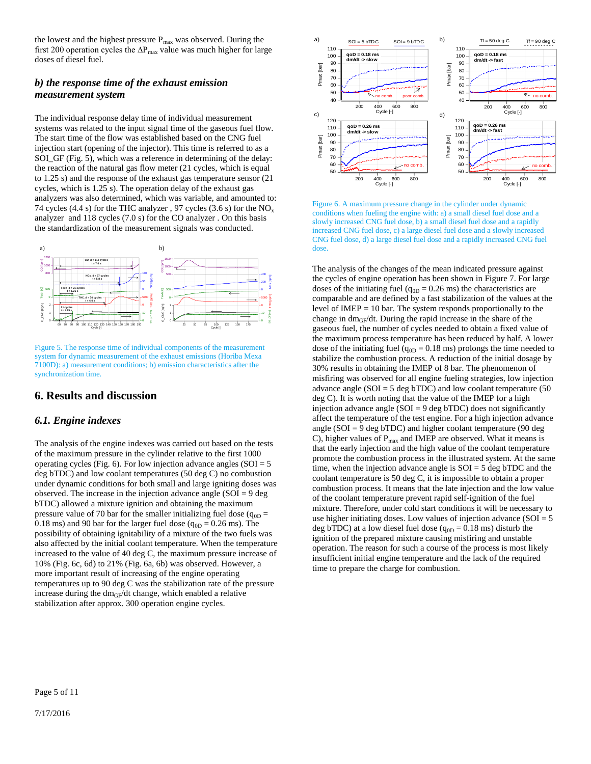the lowest and the highest pressure $P_{max}$ was observed. During the first 200 operation cycles the $\Delta P_{max}$ value was much higher for large doses of diesel fuel.

### *b) the response time of the exhaust emission measurement system*

The individual response delay time of individual measurement systems was related to the input signal time of the gaseous fuel flow. The start time of the flow was established based on the CNG fuel injection start (opening of the injector). This time is referred to as a SOI_GF (Fig. 5), which was a reference in determining of the delay: the reaction of the natural gas flow meter (21 cycles, which is equal to 1.25 s) and the response of the exhaust gas temperature sensor (21 cycles, which is 1.25 s). The operation delay of the exhaust gas analyzers was also determined, which was variable, and amounted to: 74 cycles (4.4 s) for the THC analyzer , 97 cycles (3.6 s) for the $NO_x$ analyzer and 118 cycles (7.0 s) for the CO analyzer . On this basis the standardization of the measurement signals was conducted.

Figure 5. The response time of individual components of the measurement system for dynamic measurement of the exhaust emissions (Horiba Mexa 7100D): a) measurement conditions; b) emission characteristics after the synchronization time.

## 6. Results and discussion

### *6.1. Engine indexes*

The analysis of the engine indexes was carried out based on the tests of the maximum pressure in the cylinder relative to the first 1000 operating cycles (Fig. 6). For low injection advance angles (SOI = 5 deg bTDC) and low coolant temperatures (50 deg C) no combustion under dynamic conditions for both small and large igniting doses was observed. The increase in the injection advance angle (SOI = 9 deg bTDC) allowed a mixture ignition and obtaining the maximum pressure value of 70 bar for the smaller initializing fuel dose ($q_{0D}$ = 0.18 ms) and 90 bar for the larger fuel dose ($q_{0D}$ = 0.26 ms). The possibility of obtaining ignitability of a mixture of the two fuels was also affected by the initial coolant temperature. When the temperature increased to the value of 40 deg C, the maximum pressure increase of 10% (Fig. 6c, 6d) to 21% (Fig. 6a, 6b) was observed. However, a more important result of increasing of the engine operating temperatures up to 90 deg C was the stabilization rate of the pressure increase during the $dm_{GF}/dt$ change, which enabled a relative stabilization after approx. 300 operation engine cycles.

Figure 6. A maximum pressure change in the cylinder under dynamic conditions when fueling the engine with: a) a small diesel fuel dose and a slowly increased CNG fuel dose, b) a small diesel fuel dose and a rapidly increased CNG fuel dose, c) a large diesel fuel dose and a slowly increased CNG fuel dose, d) a large diesel fuel dose and a rapidly increased CNG fuel dose.

The analysis of the changes of the mean indicated pressure against the cycles of engine operation has been shown in Figure 7. For large doses of the initiating fuel ($q_{0D}$ = 0.26 ms) the characteristics are comparable and are defined by a fast stabilization of the values at the level of IMEP = 10 bar. The system responds proportionally to the change in $dm_{GF}/dt$. During the rapid increase in the share of the gaseous fuel, the number of cycles needed to obtain a fixed value of the maximum process temperature has been reduced by half. A lower dose of the initiating fuel ($q_{0D}$ = 0.18 ms) prolongs the time needed to stabilize the combustion process. A reduction of the initial dosage by 30% results in obtaining the IMEP of 8 bar. The phenomenon of misfiring was observed for all engine fueling strategies, low injection advance angle (SOI = 5 deg bTDC) and low coolant temperature (50 deg C). It is worth noting that the value of the IMEP for a high injection advance angle (SOI = 9 deg bTDC) does not significantly affect the temperature of the test engine. For a high injection advance angle (SOI = 9 deg bTDC) and higher coolant temperature (90 deg C), higher values of $P_{max}$ and IMEP are observed. What it means is that the early injection and the high value of the coolant temperature promote the combustion process in the illustrated system. At the same time, when the injection advance angle is SOI = 5 deg bTDC and the coolant temperature is 50 deg C, it is impossible to obtain a proper combustion process. It means that the late injection and the low value of the coolant temperature prevent rapid self-ignition of the fuel mixture. Therefore, under cold start conditions it will be necessary to use higher initiating doses. Low values of injection advance (SOI = 5 deg bTDC) at a low diesel fuel dose ($q_{0D}$ = 0.18 ms) disturb the ignition of the prepared mixture causing misfiring and unstable operation. The reason for such a course of the process is most likely insufficient initial engine temperature and the lack of the required time to prepare the charge for combustion.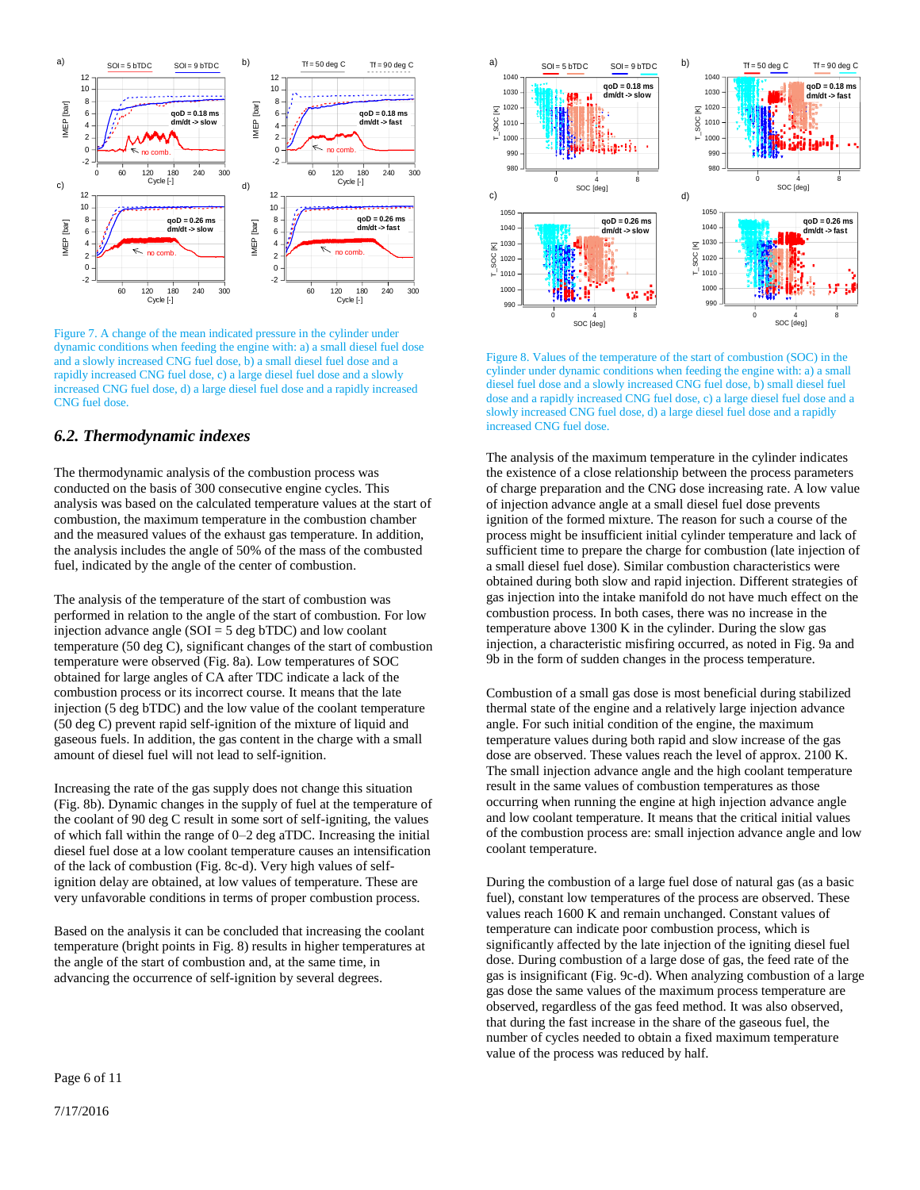a)

SOI = 5 bTDC SOI = 9 bTDC

IMEP [bar]

qoD = 0.18 ms
dm/dt -> slow

no comb.

Cycle [-]

b)

Tf = 50 deg C Tf = 90 deg C

IMEP [bar]

qoD = 0.18 ms
dm/dt -> fast

no comb.

Cycle [-]

c)

IMEP [bar]

qoD = 0.26 ms
dm/dt -> slow

no comb.

Cycle [-]

d)

IMEP [bar]

qoD = 0.26 ms
dm/dt -> fast

no comb.

Cycle [-]

Figure 7. A change of the mean indicated pressure in the cylinder under dynamic conditions when feeding the engine with: a) a small diesel fuel dose and a slowly increased CNG fuel dose, b) a small diesel fuel dose and a rapidly increased CNG fuel dose, c) a large diesel fuel dose and a slowly increased CNG fuel dose, d) a large diesel fuel dose and a rapidly increased CNG fuel dose.

### 6.2. Thermodynamic indexes

The thermodynamic analysis of the combustion process was conducted on the basis of 300 consecutive engine cycles. This analysis was based on the calculated temperature values at the start of combustion, the maximum temperature in the combustion chamber and the measured values of the exhaust gas temperature. In addition, the analysis includes the angle of 50% of the mass of the combusted fuel, indicated by the angle of the center of combustion.

The analysis of the temperature of the start of combustion was performed in relation to the angle of the start of combustion. For low injection advance angle (SOI = 5 deg bTDC) and low coolant temperature (50 deg C), significant changes of the start of combustion temperature were observed (Fig. 8a). Low temperatures of SOC obtained for large angles of CA after TDC indicate a lack of the combustion process or its incorrect course. It means that the late injection (5 deg bTDC) and the low value of the coolant temperature (50 deg C) prevent rapid self-ignition of the mixture of liquid and gaseous fuels. In addition, the gas content in the charge with a small amount of diesel fuel will not lead to self-ignition.

Increasing the rate of the gas supply does not change this situation (Fig. 8b). Dynamic changes in the supply of fuel at the temperature of the coolant of 90 deg C result in some sort of self-igniting, the values of which fall within the range of 0–2 deg aTDC. Increasing the initial diesel fuel dose at a low coolant temperature causes an intensification of the lack of combustion (Fig. 8c-d). Very high values of self-ignition delay are obtained, at low values of temperature. These are very unfavorable conditions in terms of proper combustion process.

Based on the analysis it can be concluded that increasing the coolant temperature (bright points in Fig. 8) results in higher temperatures at the angle of the start of combustion and, at the same time, in advancing the occurrence of self-ignition by several degrees.

a)

SOI = 5 bTDC SOI = 9 bTDC

T_SOC [K]

qoD = 0.18 ms
dm/dt -> slow

SOC [deg]

b)

Tf = 50 deg C Tf = 90 deg C

T_SOC [K]

qoD = 0.18 ms
dm/dt -> fast

SOC [deg]

c)

T_SOC [K]

qoD = 0.26 ms
dm/dt -> slow

SOC [deg]

d)

T_SOC [K]

qoD = 0.26 ms
dm/dt -> fast

SOC [deg]

Figure 8. Values of the temperature of the start of combustion (SOC) in the cylinder under dynamic conditions when feeding the engine with: a) a small diesel fuel dose and a slowly increased CNG fuel dose, b) small diesel fuel dose and a rapidly increased CNG fuel dose, c) a large diesel fuel dose and a slowly increased CNG fuel dose, d) a large diesel fuel dose and a rapidly increased CNG fuel dose.

The analysis of the maximum temperature in the cylinder indicates the existence of a close relationship between the process parameters of charge preparation and the CNG dose increasing rate. A low value of injection advance angle at a small diesel fuel dose prevents ignition of the formed mixture. The reason for such a course of the process might be insufficient initial cylinder temperature and lack of sufficient time to prepare the charge for combustion (late injection of a small diesel fuel dose). Similar combustion characteristics were obtained during both slow and rapid injection. Different strategies of gas injection into the intake manifold do not have much effect on the combustion process. In both cases, there was no increase in the temperature above 1300 K in the cylinder. During the slow gas injection, a characteristic misfiring occurred, as noted in Fig. 9a and 9b in the form of sudden changes in the process temperature.

Combustion of a small gas dose is most beneficial during stabilized thermal state of the engine and a relatively large injection advance angle. For such initial condition of the engine, the maximum temperature values during both rapid and slow increase of the gas dose are observed. These values reach the level of approx. 2100 K. The small injection advance angle and the high coolant temperature result in the same values of combustion temperatures as those occurring when running the engine at high injection advance angle and low coolant temperature. It means that the critical initial values of the combustion process are: small injection advance angle and low coolant temperature.

During the combustion of a large fuel dose of natural gas (as a basic fuel), constant low temperatures of the process are observed. These values reach 1600 K and remain unchanged. Constant values of temperature can indicate poor combustion process, which is significantly affected by the late injection of the igniting diesel fuel dose. During combustion of a large dose of gas, the feed rate of the gas is insignificant (Fig. 9c-d). When analyzing combustion of a large gas dose the same values of the maximum process temperature are observed, regardless of the gas feed method. It was also observed, that during the fast increase in the share of the gaseous fuel, the number of cycles needed to obtain a fixed maximum temperature value of the process was reduced by half.

7/17/2016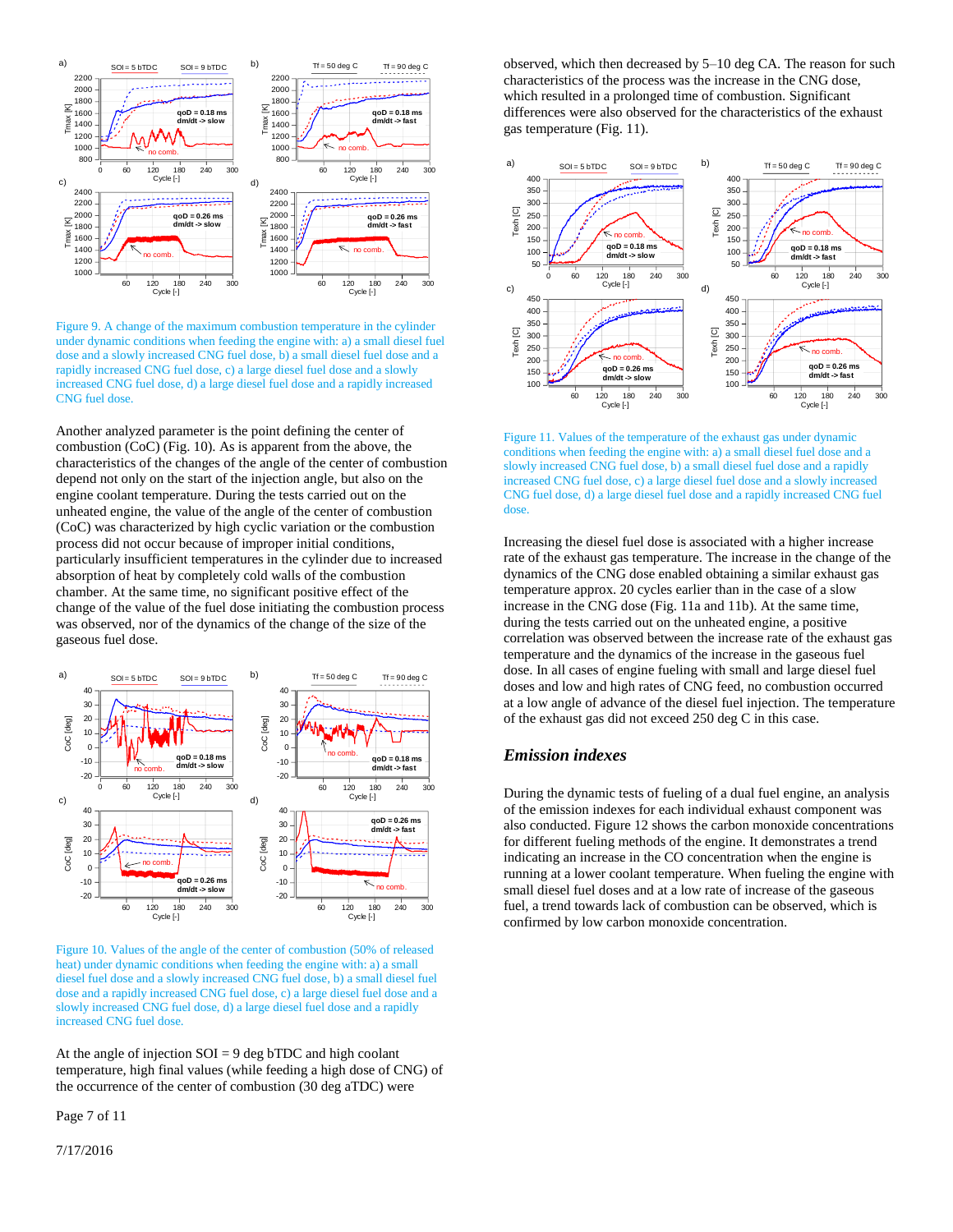Figure 9. A change of the maximum combustion temperature in the cylinder under dynamic conditions when feeding the engine with: a) a small diesel fuel dose and a slowly increased CNG fuel dose, b) a small diesel fuel dose and a rapidly increased CNG fuel dose, c) a large diesel fuel dose and a slowly increased CNG fuel dose, d) a large diesel fuel dose and a rapidly increased CNG fuel dose.

Another analyzed parameter is the point defining the center of combustion (CoC) (Fig. 10). As is apparent from the above, the characteristics of the changes of the angle of the center of combustion depend not only on the start of the injection angle, but also on the engine coolant temperature. During the tests carried out on the unheated engine, the value of the angle of the center of combustion (CoC) was characterized by high cyclic variation or the combustion process did not occur because of improper initial conditions, particularly insufficient temperatures in the cylinder due to increased absorption of heat by completely cold walls of the combustion chamber. At the same time, no significant positive effect of the change of the value of the fuel dose initiating the combustion process was observed, nor of the dynamics of the change of the size of the gaseous fuel dose.

Figure 10. Values of the angle of the center of combustion (50% of released heat) under dynamic conditions when feeding the engine with: a) a small diesel fuel dose and a slowly increased CNG fuel dose, b) a small diesel fuel dose and a rapidly increased CNG fuel dose, c) a large diesel fuel dose and a slowly increased CNG fuel dose, d) a large diesel fuel dose and a rapidly increased CNG fuel dose.

At the angle of injection SOI = 9 deg bTDC and high coolant temperature, high final values (while feeding a high dose of CNG) of the occurrence of the center of combustion (30 deg aTDC) were observed, which then decreased by 5–10 deg CA. The reason for such characteristics of the process was the increase in the CNG dose, which resulted in a prolonged time of combustion. Significant differences were also observed for the characteristics of the exhaust gas temperature (Fig. 11).

Figure 11. Values of the temperature of the exhaust gas under dynamic conditions when feeding the engine with: a) a small diesel fuel dose and a slowly increased CNG fuel dose, b) a small diesel fuel dose and a rapidly increased CNG fuel dose, c) a large diesel fuel dose and a slowly increased CNG fuel dose, d) a large diesel fuel dose and a rapidly increased CNG fuel dose.

Increasing the diesel fuel dose is associated with a higher increase rate of the exhaust gas temperature. The increase in the change of the dynamics of the CNG dose enabled obtaining a similar exhaust gas temperature approx. 20 cycles earlier than in the case of a slow increase in the CNG dose (Fig. 11a and 11b). At the same time, during the tests carried out on the unheated engine, a positive correlation was observed between the increase rate of the exhaust gas temperature and the dynamics of the increase in the gaseous fuel dose. In all cases of engine fueling with small and large diesel fuel doses and low and high rates of CNG feed, no combustion occurred at a low angle of advance of the diesel fuel injection. The temperature of the exhaust gas did not exceed 250 deg C in this case.

## *Emission indexes*

During the dynamic tests of fueling of a dual fuel engine, an analysis of the emission indexes for each individual exhaust component was also conducted. Figure 12 shows the carbon monoxide concentrations for different fueling methods of the engine. It demonstrates a trend indicating an increase in the CO concentration when the engine is running at a lower coolant temperature. When fueling the engine with small diesel fuel doses and at a low rate of increase of the gaseous fuel, a trend towards lack of combustion can be observed, which is confirmed by low carbon monoxide concentration.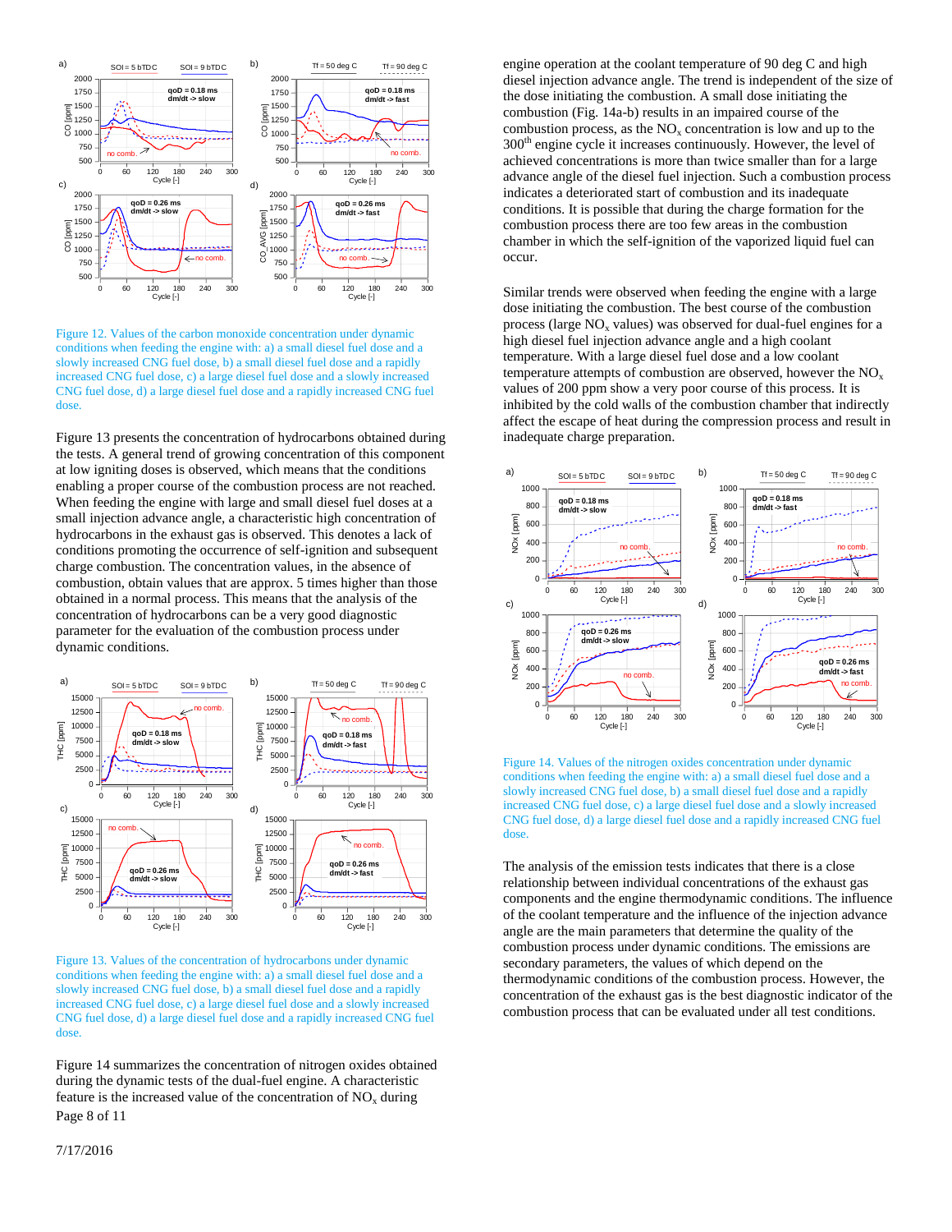a)
SOI = 5 bTDC SOI = 9 bTDC
CO [ppm]
qoD = 0.18 ms
dm/dt -> slow
no comb.
Cycle [-]

b)
Tf = 50 deg C Tf = 90 deg C
CO [ppm]
qoD = 0.18 ms
dm/dt -> fast
no comb.
Cycle [-]

c)
CO [ppm]
qoD = 0.26 ms
dm/dt -> slow
no comb.
Cycle [-]

d)
CO_AVG [ppm]
qoD = 0.26 ms
dm/dt -> fast
no comb.
Cycle [-]

Figure 12. Values of the carbon monoxide concentration under dynamic conditions when feeding the engine with: a) a small diesel fuel dose and a slowly increased CNG fuel dose, b) a small diesel fuel dose and a rapidly increased CNG fuel dose, c) a large diesel fuel dose and a slowly increased CNG fuel dose, d) a large diesel fuel dose and a rapidly increased CNG fuel dose.

Figure 13 presents the concentration of hydrocarbons obtained during the tests. A general trend of growing concentration of this component at low igniting doses is observed, which means that the conditions enabling a proper course of the combustion process are not reached. When feeding the engine with large and small diesel fuel doses at a small injection advance angle, a characteristic high concentration of hydrocarbons in the exhaust gas is observed. This denotes a lack of conditions promoting the occurrence of self-ignition and subsequent charge combustion. The concentration values, in the absence of combustion, obtain values that are approx. 5 times higher than those obtained in a normal process. This means that the analysis of the concentration of hydrocarbons can be a very good diagnostic parameter for the evaluation of the combustion process under dynamic conditions.

a)
SOI = 5 bTDC SOI = 9 bTDC
THC [ppm]
qoD = 0.18 ms
dm/dt -> slow
no comb.
Cycle [-]

b)
Tf = 50 deg C Tf = 90 deg C
THC [ppm]
qoD = 0.18 ms
dm/dt -> fast
no comb.
Cycle [-]

c)
THC [ppm]
qoD = 0.26 ms
dm/dt -> slow
no comb.
Cycle [-]

d)
THC [ppm]
qoD = 0.26 ms
dm/dt -> fast
no comb.
Cycle [-]

Figure 13. Values of the concentration of hydrocarbons under dynamic conditions when feeding the engine with: a) a small diesel fuel dose and a slowly increased CNG fuel dose, b) a small diesel fuel dose and a rapidly increased CNG fuel dose, c) a large diesel fuel dose and a slowly increased CNG fuel dose, d) a large diesel fuel dose and a rapidly increased CNG fuel dose.

Figure 14 summarizes the concentration of nitrogen oxides obtained during the dynamic tests of the dual-fuel engine. A characteristic feature is the increased value of the concentration of $NO_x$ during engine operation at the coolant temperature of 90 deg C and high diesel injection advance angle. The trend is independent of the size of the dose initiating the combustion. A small dose initiating the combustion (Fig. 14a-b) results in an impaired course of the combustion process, however, the $NO_x$ concentration is low and up to the 300$^{th}$ engine cycle it increases continuously. However, the level of achieved concentrations is more than twice smaller than for a large advance angle of the diesel fuel injection. Such a combustion process indicates a deteriorated start of combustion and its inadequate conditions. It is possible that during the charge formation for the combustion process there are too few areas in the combustion chamber in which the self-ignition of the vaporized liquid fuel can occur.

Similar trends were observed when feeding the engine with a large dose initiating the combustion. The best course of the combustion process (large $NO_x$ values) was observed for dual-fuel engines for a high diesel fuel injection advance angle and a high coolant temperature. With a large diesel fuel dose and a low coolant temperature attempts of combustion are observed, however the $NO_x$ values of 200 ppm show a very poor course of this process. It is inhibited by the cold walls of the combustion chamber that indirectly affect the escape of heat during the compression process and result in inadequate charge preparation.

a)
SOI = 5 bTDC SOI = 9 bTDC
NOx [ppm]
qoD = 0.18 ms
dm/dt -> slow
no comb.
Cycle [-]

b)
Tf = 50 deg C Tf = 90 deg C
NOx [ppm]
qoD = 0.18 ms
dm/dt -> fast
no comb.
Cycle [-]

c)
NOx [ppm]
qoD = 0.26 ms
dm/dt -> slow
no comb.
Cycle [-]

d)
NOx [ppm]
qoD = 0.26 ms
dm/dt -> fast
no comb.
Cycle [-]

Figure 14. Values of the nitrogen oxides concentration under dynamic conditions when feeding the engine with: a) a small diesel fuel dose and a slowly increased CNG fuel dose, b) a small diesel fuel dose and a rapidly increased CNG fuel dose, c) a large diesel fuel dose and a slowly increased CNG fuel dose, d) a large diesel fuel dose and a rapidly increased CNG fuel dose.

The analysis of the emission tests indicates that there is a close relationship between individual concentrations of the exhaust gas components and the engine thermodynamic conditions. The influence of the coolant temperature and the influence of the injection advance angle are the main parameters that determine the quality of the combustion process under dynamic conditions. The emissions are secondary parameters, the values of which depend on the thermodynamic conditions of the combustion process. However, the concentration of the exhaust gas is the best diagnostic indicator of the combustion process that can be evaluated under all test conditions.

7/17/2016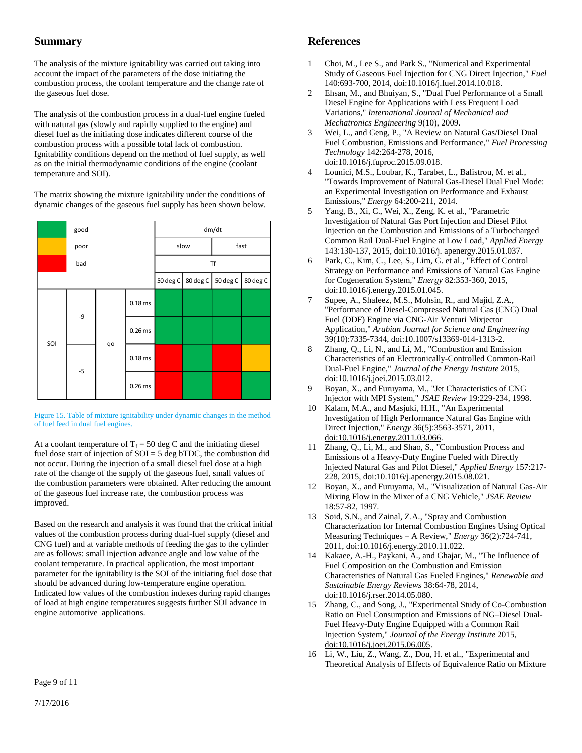## Summary

The analysis of the mixture ignitability was carried out taking into account the impact of the parameters of the dose initiating the combustion process, the coolant temperature and the change rate of the gaseous fuel dose.

The analysis of the combustion process in a dual-fuel engine fueled with natural gas (slowly and rapidly supplied to the engine) and diesel fuel as the initiating dose indicates different course of the combustion process with a possible total lack of combustion. Ignitability conditions depend on the method of fuel supply, as well as on the initial thermodynamic conditions of the engine (coolant temperature and SOI).

The matrix showing the mixture ignitability under the conditions of dynamic changes of the gaseous fuel supply has been shown below.

| Legend | | | | dm/dt | | | |
|---|---|---|---|---|---|---|---|
| green | good | | | slow | | fast | |
| yellow | poor | | | Tf | | | |
| red | bad | | | | | | |
| | | | | 50 deg C | 80 deg C | 50 deg C | 80 deg C |
| SOI | -9 | qo | 0.18 ms | green | green | green | green |
| | | | 0.26 ms | green | green | green | green |
| | -5 | | 0.18 ms | red | green | red | yellow |
| | | | 0.26 ms | red | green | red | green |

Figure 15. Table of mixture ignitability under dynamic changes in the method of fuel feed in dual fuel engines.

At a coolant temperature of $T_f$ = 50 deg C and the initiating diesel fuel dose start of injection of SOI = 5 deg bTDC, the combustion did not occur. During the injection of a small diesel fuel dose at a high rate of the change of the supply of the gaseous fuel, small values of the combustion parameters were obtained. After reducing the amount of the gaseous fuel increase rate, the combustion process was improved.

Based on the research and analysis it was found that the critical initial values of the combustion process during dual-fuel supply (diesel and CNG fuel) and at variable methods of feeding the gas to the cylinder are as follows: small injection advance angle and low value of the coolant temperature. In practical application, the most important parameter for the ignitability is the SOI of the initiating fuel dose that should be advanced during low-temperature engine operation. Indicated low values of the combustion indexes during rapid changes of load at high engine temperatures suggests further SOI advance in engine automotive applications.

## References

1. Choi, M., Lee S., and Park S., "Numerical and Experimental Study of Gaseous Fuel Injection for CNG Direct Injection," *Fuel* 140:693-700, 2014, doi:10.1016/j.fuel.2014.10.018.
2. Ehsan, M., and Bhuiyan, S., "Dual Fuel Performance of a Small Diesel Engine for Applications with Less Frequent Load Variations," *International Journal of Mechanical and Mechatronics Engineering* 9(10), 2009.
3. Wei, L., and Geng, P., "A Review on Natural Gas/Diesel Dual Fuel Combustion, Emissions and Performance," *Fuel Processing Technology* 142:264-278, 2016, doi:10.1016/j.fuproc.2015.09.018.
4. Lounici, M.S., Loubar, K., Tarabet, L., Balistrou, M. et al., "Towards Improvement of Natural Gas-Diesel Dual Fuel Mode: an Experimental Investigation on Performance and Exhaust Emissions," *Energy* 64:200-211, 2014.
5. Yang, B., Xi, C., Wei, X., Zeng, K. et al., "Parametric Investigation of Natural Gas Port Injection and Diesel Pilot Injection on the Combustion and Emissions of a Turbocharged Common Rail Dual-Fuel Engine at Low Load," *Applied Energy* 143:130-137, 2015, doi:10.1016/j. apenergy.2015.01.037.
6. Park, C., Kim, C., Lee, S., Lim, G. et al., "Effect of Control Strategy on Performance and Emissions of Natural Gas Engine for Cogeneration System," *Energy* 82:353-360, 2015, doi:10.1016/j.energy.2015.01.045.
7. Supee, A., Shafeez, M.S., Mohsin, R., and Majid, Z.A., "Performance of Diesel-Compressed Natural Gas (CNG) Dual Fuel (DDF) Engine via CNG-Air Venturi Mixjector Application," *Arabian Journal for Science and Engineering* 39(10):7335-7344, doi:10.1007/s13369-014-1313-2.
8. Zhang, Q., Li, N., and Li, M., "Combustion and Emission Characteristics of an Electronically-Controlled Common-Rail Dual-Fuel Engine," *Journal of the Energy Institute* 2015, doi:10.1016/j.joei.2015.03.012.
9. Boyan, X., and Furuyama, M., "Jet Characteristics of CNG Injector with MPI System," *JSAE Review* 19:229-234, 1998.
10. Kalam, M.A., and Masjuki, H.H., "An Experimental Investigation of High Performance Natural Gas Engine with Direct Injection," *Energy* 36(5):3563-3571, 2011, doi:10.1016/j.energy.2011.03.066.
11. Zhang, Q., Li, M., and Shao, S., "Combustion Process and Emissions of a Heavy-Duty Engine Fueled with Directly Injected Natural Gas and Pilot Diesel," *Applied Energy* 157:217-228, 2015, doi:10.1016/j.apenergy.2015.08.021.
12. Boyan, X., and Furuyama, M., "Visualization of Natural Gas-Air Mixing Flow in the Mixer of a CNG Vehicle," *JSAE Review* 18:57-82, 1997.
13. Soid, S.N., and Zainal, Z.A., "Spray and Combustion Characterization for Internal Combustion Engines Using Optical Measuring Techniques – A Review," *Energy* 36(2):724-741, 2011, doi:10.1016/j.energy.2010.11.022.
14. Kakaee, A.-H., Paykani, A., and Ghajar, M., "The Influence of Fuel Composition on the Combustion and Emission Characteristics of Natural Gas Fueled Engines," *Renewable and Sustainable Energy Reviews* 38:64-78, 2014, doi:10.1016/j.rser.2014.05.080.
15. Zhang, C., and Song, J., "Experimental Study of Co-Combustion Ratio on Fuel Consumption and Emissions of NG–Diesel Dual-Fuel Heavy-Duty Engine Equipped with a Common Rail Injection System," *Journal of the Energy Institute* 2015, doi:10.1016/j.joei.2015.06.005.
16. Li, W., Liu, Z., Wang, Z., Dou, H. et al., "Experimental and Theoretical Analysis of Effects of Equivalence Ratio on Mixture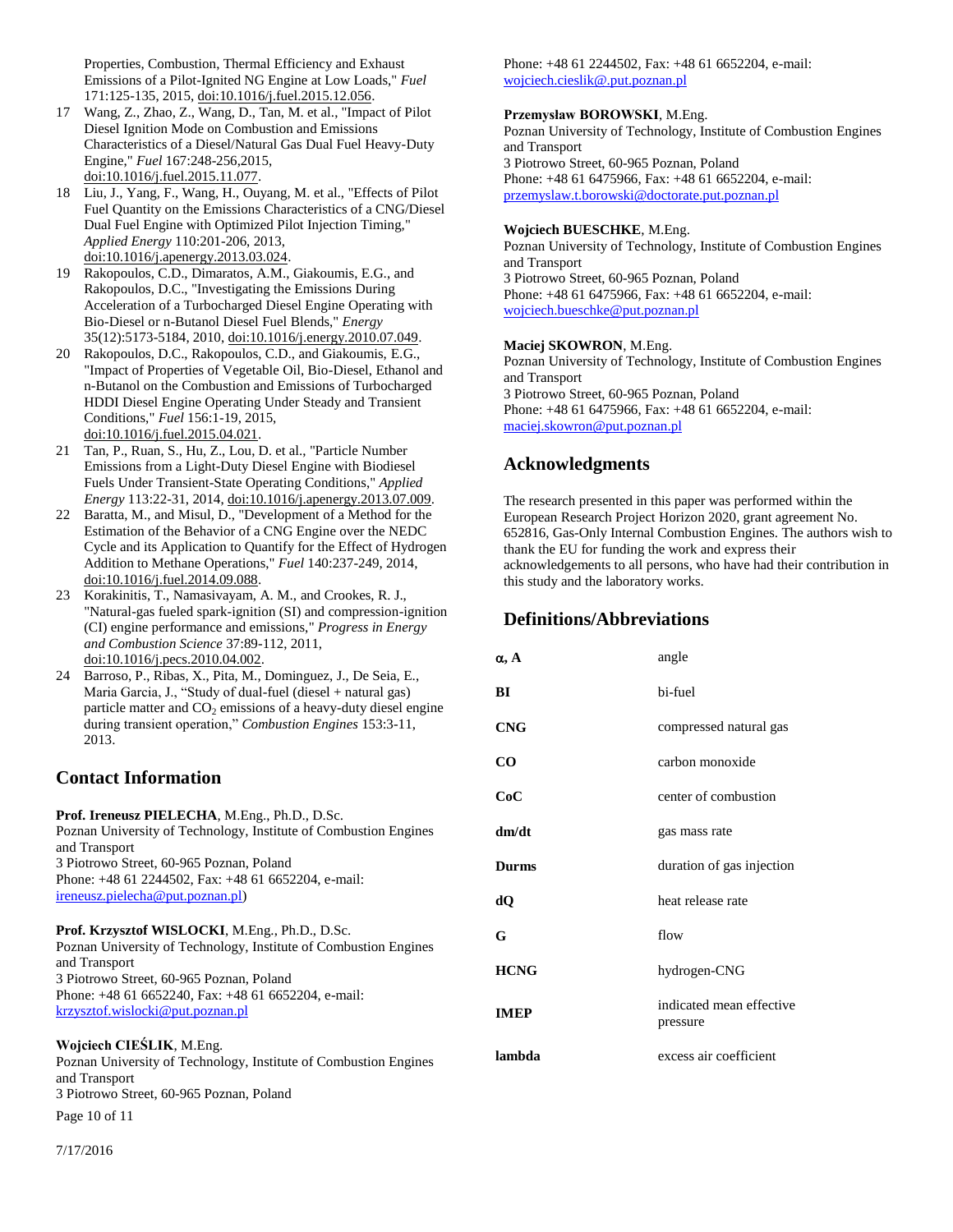Properties, Combustion, Thermal Efficiency and Exhaust Emissions of a Pilot-Ignited NG Engine at Low Loads," *Fuel* 171:125-135, 2015, doi:10.1016/j.fuel.2015.12.056.

17 Wang, Z., Zhao, Z., Wang, D., Tan, M. et al., "Impact of Pilot Diesel Ignition Mode on Combustion and Emissions Characteristics of a Diesel/Natural Gas Dual Fuel Heavy-Duty Engine," *Fuel* 167:248-256,2015, doi:10.1016/j.fuel.2015.11.077.

18 Liu, J., Yang, F., Wang, H., Ouyang, M. et al., "Effects of Pilot Fuel Quantity on the Emissions Characteristics of a CNG/Diesel Dual Fuel Engine with Optimized Pilot Injection Timing," *Applied Energy* 110:201-206, 2013, doi:10.1016/j.apenergy.2013.03.024.

19 Rakopoulos, C.D., Dimaratos, A.M., Giakoumis, E.G., and Rakopoulos, D.C., "Investigating the Emissions During Acceleration of a Turbocharged Diesel Engine Operating with Bio-Diesel or n-Butanol Diesel Fuel Blends," *Energy* 35(12):5173-5184, 2010, doi:10.1016/j.energy.2010.07.049.

20 Rakopoulos, D.C., Rakopoulos, C.D., and Giakoumis, E.G., "Impact of Properties of Vegetable Oil, Bio-Diesel, Ethanol and n-Butanol on the Combustion and Emissions of Turbocharged HDDI Diesel Engine Operating Under Steady and Transient Conditions," *Fuel* 156:1-19, 2015, doi:10.1016/j.fuel.2015.04.021.

21 Tan, P., Ruan, S., Hu, Z., Lou, D. et al., "Particle Number Emissions from a Light-Duty Diesel Engine with Biodiesel Fuels Under Transient-State Operating Conditions," *Applied Energy* 113:22-31, 2014, doi:10.1016/j.apenergy.2013.07.009.

22 Baratta, M., and Misul, D., "Development of a Method for the Estimation of the Behavior of a CNG Engine over the NEDC Cycle and its Application to Quantify for the Effect of Hydrogen Addition to Methane Operations," *Fuel* 140:237-249, 2014, doi:10.1016/j.fuel.2014.09.088.

23 Korakinitis, T., Namasivayam, A. M., and Crookes, R. J., "Natural-gas fueled spark-ignition (SI) and compression-ignition (CI) engine performance and emissions," *Progress in Energy and Combustion Science* 37:89-112, 2011, doi:10.1016/j.pecs.2010.04.002.

24 Barroso, P., Ribas, X., Pita, M., Dominguez, J., De Seia, E., Maria Garcia, J., "Study of dual-fuel (diesel + natural gas) particle matter and $CO_2$ emissions of a heavy-duty diesel engine during transient operation," *Combustion Engines* 153:3-11, 2013.

## Contact Information

**Prof. Ireneusz PIELECHA**, M.Eng., Ph.D., D.Sc.
Poznan University of Technology, Institute of Combustion Engines and Transport
3 Piotrowo Street, 60-965 Poznan, Poland
Phone: +48 61 2244502, Fax: +48 61 6652204, e-mail: ireneusz.pielecha@put.poznan.pl)

**Prof. Krzysztof WISLOCKI**, M.Eng., Ph.D., D.Sc.
Poznan University of Technology, Institute of Combustion Engines and Transport
3 Piotrowo Street, 60-965 Poznan, Poland
Phone: +48 61 6652240, Fax: +48 61 6652204, e-mail: krzysztof.wislocki@put.poznan.pl

**Wojciech CIEŚLIK**, M.Eng.
Poznan University of Technology, Institute of Combustion Engines and Transport
3 Piotrowo Street, 60-965 Poznan, Poland
Phone: +48 61 2244502, Fax: +48 61 6652204, e-mail: wojciech.cieslik@.put.poznan.pl

**Przemysław BOROWSKI**, M.Eng.
Poznan University of Technology, Institute of Combustion Engines and Transport
3 Piotrowo Street, 60-965 Poznan, Poland
Phone: +48 61 6475966, Fax: +48 61 6652204, e-mail: przemyslaw.t.borowski@doctorate.put.poznan.pl

**Wojciech BUESCHKE**, M.Eng.
Poznan University of Technology, Institute of Combustion Engines and Transport
3 Piotrowo Street, 60-965 Poznan, Poland
Phone: +48 61 6475966, Fax: +48 61 6652204, e-mail: wojciech.bueschke@put.poznan.pl

**Maciej SKOWRON**, M.Eng.
Poznan University of Technology, Institute of Combustion Engines and Transport
3 Piotrowo Street, 60-965 Poznan, Poland
Phone: +48 61 6475966, Fax: +48 61 6652204, e-mail: maciej.skowron@put.poznan.pl

## Acknowledgments

The research presented in this paper was performed within the European Research Project Horizon 2020, grant agreement No. 652816, Gas-Only Internal Combustion Engines. The authors wish to thank the EU for funding the work and express their acknowledgements to all persons, who have had their contribution in this study and the laboratory works.

## Definitions/Abbreviations

| | |
|---|---|
| **$\alpha$, A** | angle |
| **BI** | bi-fuel |
| **CNG** | compressed natural gas |
| **CO** | carbon monoxide |
| **CoC** | center of combustion |
| **dm/dt** | gas mass rate |
| **Durms** | duration of gas injection |
| **dQ** | heat release rate |
| **G** | flow |
| **HCNG** | hydrogen-CNG |
| **IMEP** | indicated mean effective pressure |
| **lambda** | excess air coefficient |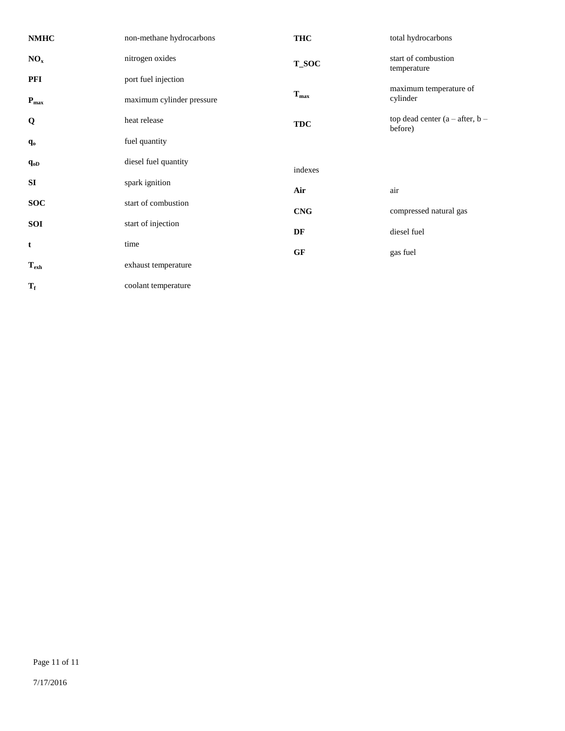| | |
|---|---|
| **NMHC** | non-methane hydrocarbons |
| **$NO_x$** | nitrogen oxides |
| **PFI** | port fuel injection |
| **$P_{max}$** | maximum cylinder pressure |
| **Q** | heat release |
| **$q_o$** | fuel quantity |
| **$q_{oD}$** | diesel fuel quantity |
| **SI** | spark ignition |
| **SOC** | start of combustion |
| **SOI** | start of injection |
| **t** | time |
| **$T_{exh}$** | exhaust temperature |
| **$T_f$** | coolant temperature |
| **THC** | total hydrocarbons |
| **T_SOC** | start of combustion temperature |
| **$T_{max}$** | maximum temperature of cylinder |
| **TDC** | top dead center (a – after, b – before) |

indexes

| | |
|---|---|
| **Air** | air |
| **CNG** | compressed natural gas |
| **DF** | diesel fuel |
| **GF** | gas fuel |

7/17/2016